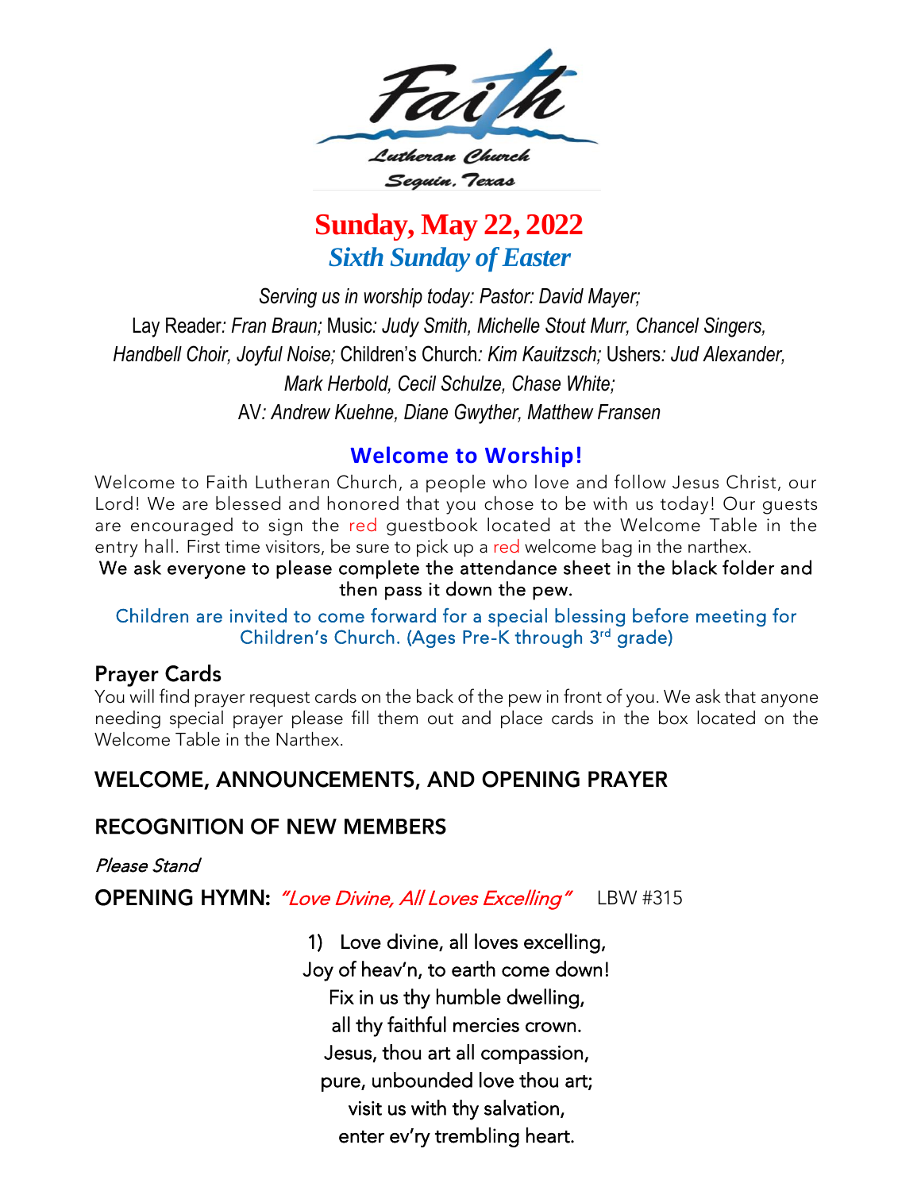Faith

Lutheran Church

Seguin, Texas

# Sunday, May 22, 2022

## *Sixth Sunday of Easter*

*Serving us in worship today: Pastor: David Mayer;*
Lay Reader*: Fran Braun;* Music*: Judy Smith, Michelle Stout Murr, Chancel Singers, Handbell Choir, Joyful Noise;* Children's Church*: Kim Kauitzsch;* Ushers*: Jud Alexander, Mark Herbold, Cecil Schulze, Chase White;*
AV*: Andrew Kuehne, Diane Gwyther, Matthew Fransen*

## Welcome to Worship!

Welcome to Faith Lutheran Church, a people who love and follow Jesus Christ, our Lord! We are blessed and honored that you chose to be with us today! Our guests are encouraged to sign the red guestbook located at the Welcome Table in the entry hall. First time visitors, be sure to pick up a red welcome bag in the narthex.

We ask everyone to please complete the attendance sheet in the black folder and then pass it down the pew.

Children are invited to come forward for a special blessing before meeting for Children's Church. (Ages Pre-K through 3rd grade)

### Prayer Cards

You will find prayer request cards on the back of the pew in front of you. We ask that anyone needing special prayer please fill them out and place cards in the box located on the Welcome Table in the Narthex.

### WELCOME, ANNOUNCEMENTS, AND OPENING PRAYER

### RECOGNITION OF NEW MEMBERS

*Please Stand*

**OPENING HYMN:** *"Love Divine, All Loves Excelling"* LBW #315

1) Love divine, all loves excelling,
Joy of heav'n, to earth come down!
Fix in us thy humble dwelling,
all thy faithful mercies crown.
Jesus, thou art all compassion,
pure, unbounded love thou art;
visit us with thy salvation,
enter ev'ry trembling heart.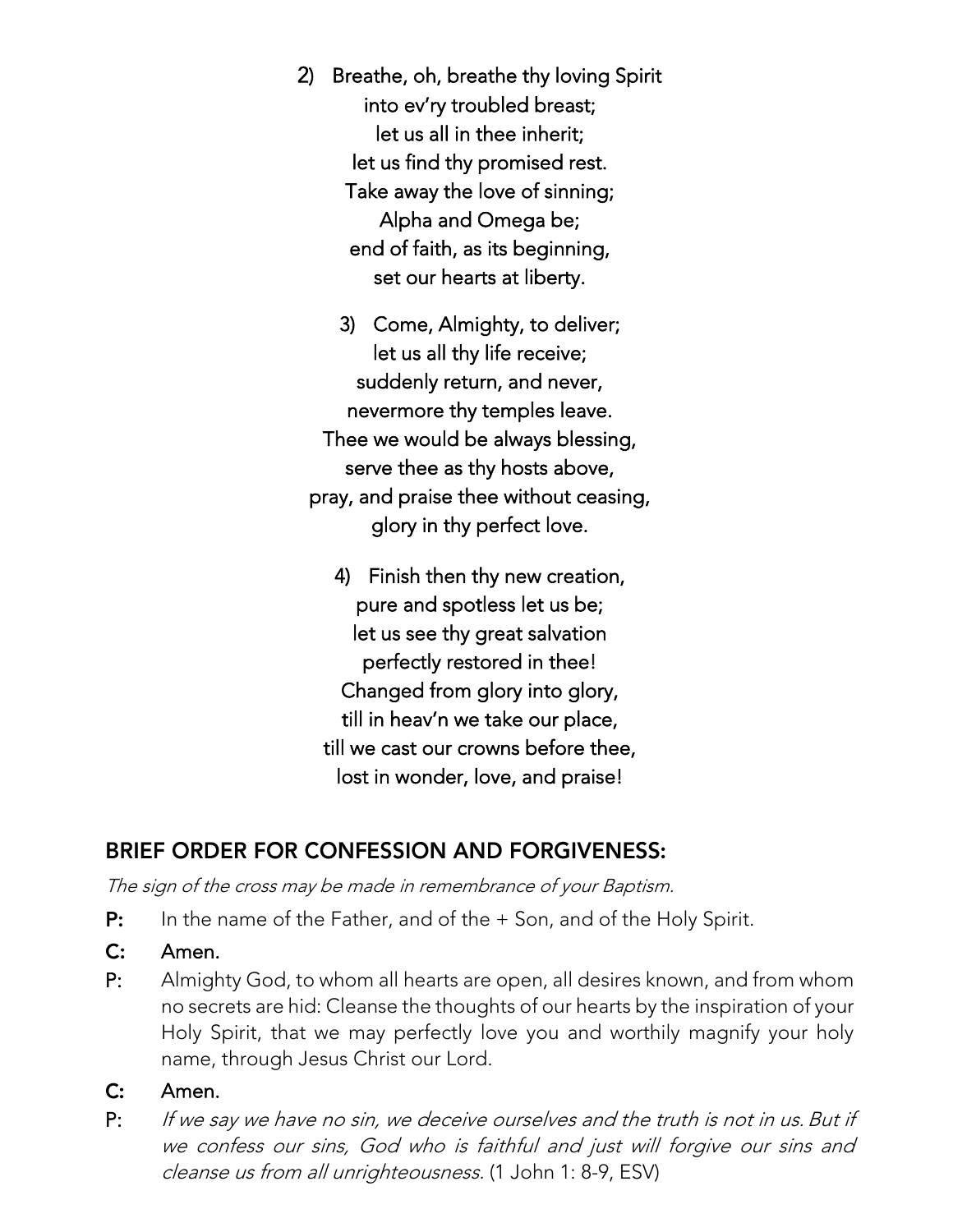2) Breathe, oh, breathe thy loving Spirit
into ev'ry troubled breast;
let us all in thee inherit;
let us find thy promised rest.
Take away the love of sinning;
Alpha and Omega be;
end of faith, as its beginning,
set our hearts at liberty.

3) Come, Almighty, to deliver;
let us all thy life receive;
suddenly return, and never,
nevermore thy temples leave.
Thee we would be always blessing,
serve thee as thy hosts above,
pray, and praise thee without ceasing,
glory in thy perfect love.

4) Finish then thy new creation,
pure and spotless let us be;
let us see thy great salvation
perfectly restored in thee!
Changed from glory into glory,
till in heav'n we take our place,
till we cast our crowns before thee,
lost in wonder, love, and praise!

## BRIEF ORDER FOR CONFESSION AND FORGIVENESS:

*The sign of the cross may be made in remembrance of your Baptism.*

**P:** In the name of the Father, and of the + Son, and of the Holy Spirit.

**C: Amen.**

P: Almighty God, to whom all hearts are open, all desires known, and from whom no secrets are hid: Cleanse the thoughts of our hearts by the inspiration of your Holy Spirit, that we may perfectly love you and worthily magnify your holy name, through Jesus Christ our Lord.

**C: Amen.**

P: *If we say we have no sin, we deceive ourselves and the truth is not in us. But if we confess our sins, God who is faithful and just will forgive our sins and cleanse us from all unrighteousness.* (1 John 1: 8-9, ESV)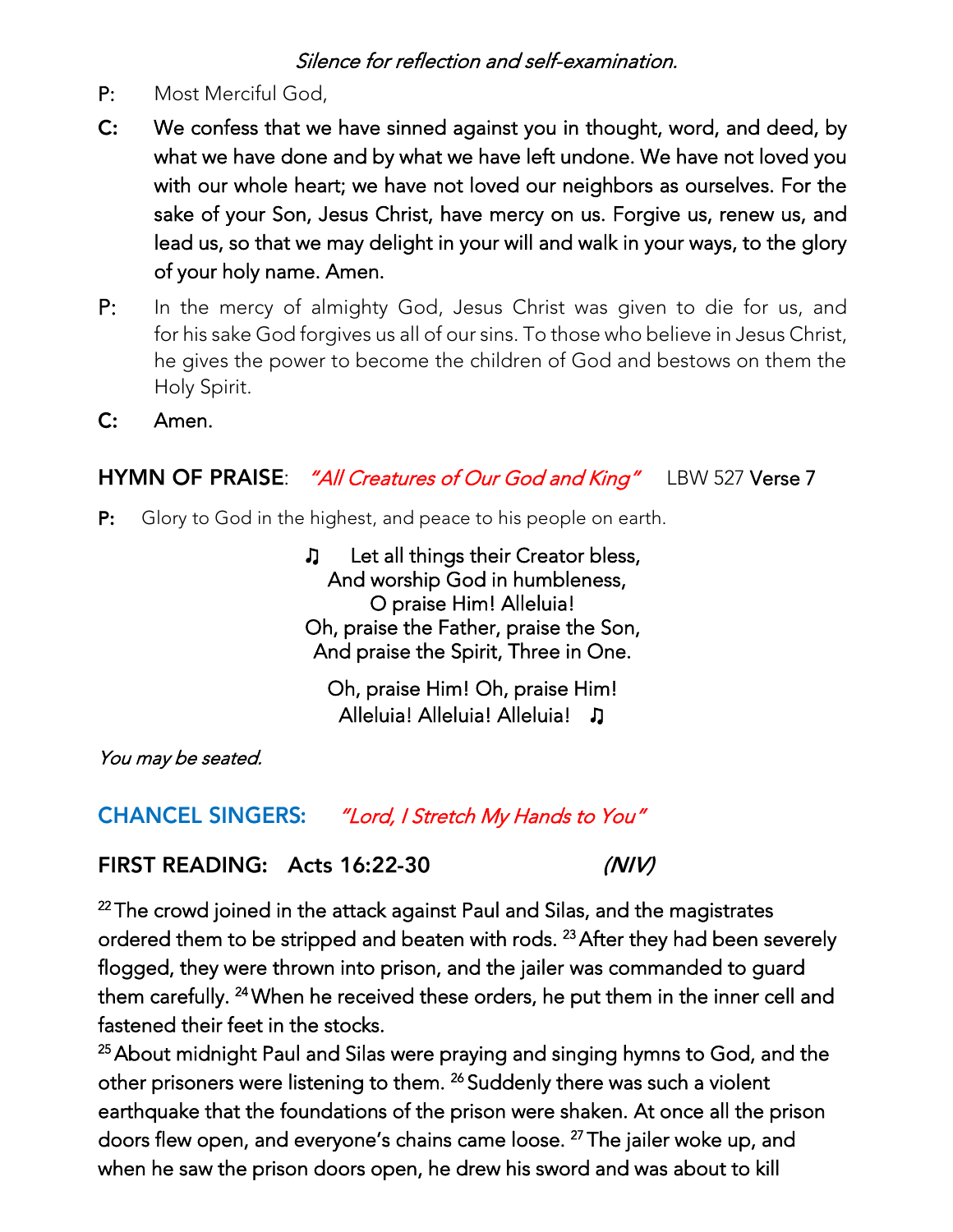*Silence for reflection and self-examination.*

P: Most Merciful God,

**C: We confess that we have sinned against you in thought, word, and deed, by what we have done and by what we have left undone. We have not loved you with our whole heart; we have not loved our neighbors as ourselves. For the sake of your Son, Jesus Christ, have mercy on us. Forgive us, renew us, and lead us, so that we may delight in your will and walk in your ways, to the glory of your holy name. Amen.**

P: In the mercy of almighty God, Jesus Christ was given to die for us, and for his sake God forgives us all of our sins. To those who believe in Jesus Christ, he gives the power to become the children of God and bestows on them the Holy Spirit.

**C: Amen.**

## HYMN OF PRAISE: *"All Creatures of Our God and King"* LBW 527 Verse 7

P: Glory to God in the highest, and peace to his people on earth.

♫ Let all things their Creator bless,
And worship God in humbleness,
O praise Him! Alleluia!
Oh, praise the Father, praise the Son,
And praise the Spirit, Three in One.

Oh, praise Him! Oh, praise Him!
Alleluia! Alleluia! Alleluia! ♫

*You may be seated.*

## CHANCEL SINGERS: *"Lord, I Stretch My Hands to You"*

## FIRST READING: Acts 16:22-30 *(NIV)*

[22] The crowd joined in the attack against Paul and Silas, and the magistrates ordered them to be stripped and beaten with rods. [23] After they had been severely flogged, they were thrown into prison, and the jailer was commanded to guard them carefully. [24] When he received these orders, he put them in the inner cell and fastened their feet in the stocks.

[25] About midnight Paul and Silas were praying and singing hymns to God, and the other prisoners were listening to them. [26] Suddenly there was such a violent earthquake that the foundations of the prison were shaken. At once all the prison doors flew open, and everyone's chains came loose. [27] The jailer woke up, and when he saw the prison doors open, he drew his sword and was about to kill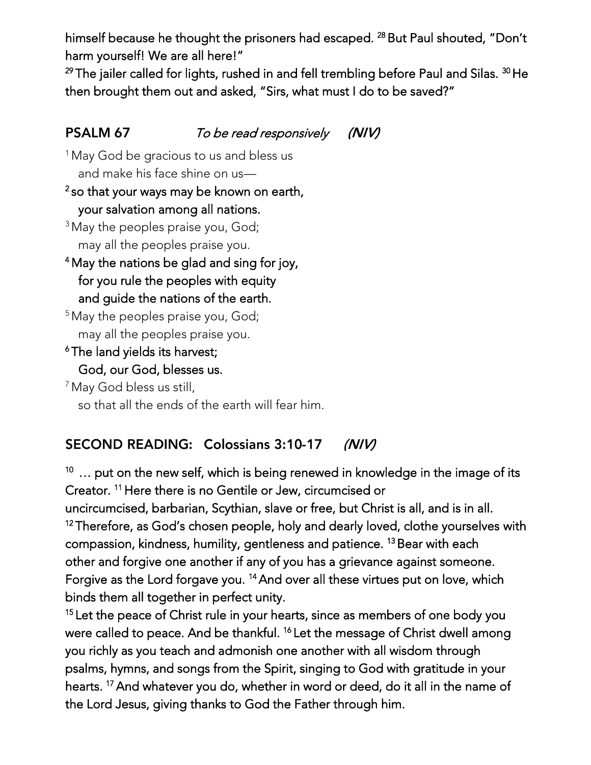himself because he thought the prisoners had escaped. [28] But Paul shouted, "Don't harm yourself! We are all here!"

[29] The jailer called for lights, rushed in and fell trembling before Paul and Silas. [30] He then brought them out and asked, "Sirs, what must I do to be saved?"

## PSALM 67 *To be read responsively* *(NIV)*

[1] May God be gracious to us and bless us
and make his face shine on us—

**[2] so that your ways may be known on earth,
your salvation among all nations.**

[3] May the peoples praise you, God;
may all the peoples praise you.

**[4] May the nations be glad and sing for joy,
for you rule the peoples with equity
and guide the nations of the earth.**

[5] May the peoples praise you, God;
may all the peoples praise you.

**[6] The land yields its harvest;
God, our God, blesses us.**

[7] May God bless us still,
so that all the ends of the earth will fear him.

## SECOND READING: Colossians 3:10-17 *(NIV)*

[10] … put on the new self, which is being renewed in knowledge in the image of its Creator. [11] Here there is no Gentile or Jew, circumcised or uncircumcised, barbarian, Scythian, slave or free, but Christ is all, and is in all. [12] Therefore, as God's chosen people, holy and dearly loved, clothe yourselves with compassion, kindness, humility, gentleness and patience. [13] Bear with each other and forgive one another if any of you has a grievance against someone. Forgive as the Lord forgave you. [14] And over all these virtues put on love, which binds them all together in perfect unity.

[15] Let the peace of Christ rule in your hearts, since as members of one body you were called to peace. And be thankful. [16] Let the message of Christ dwell among you richly as you teach and admonish one another with all wisdom through psalms, hymns, and songs from the Spirit, singing to God with gratitude in your hearts. [17] And whatever you do, whether in word or deed, do it all in the name of the Lord Jesus, giving thanks to God the Father through him.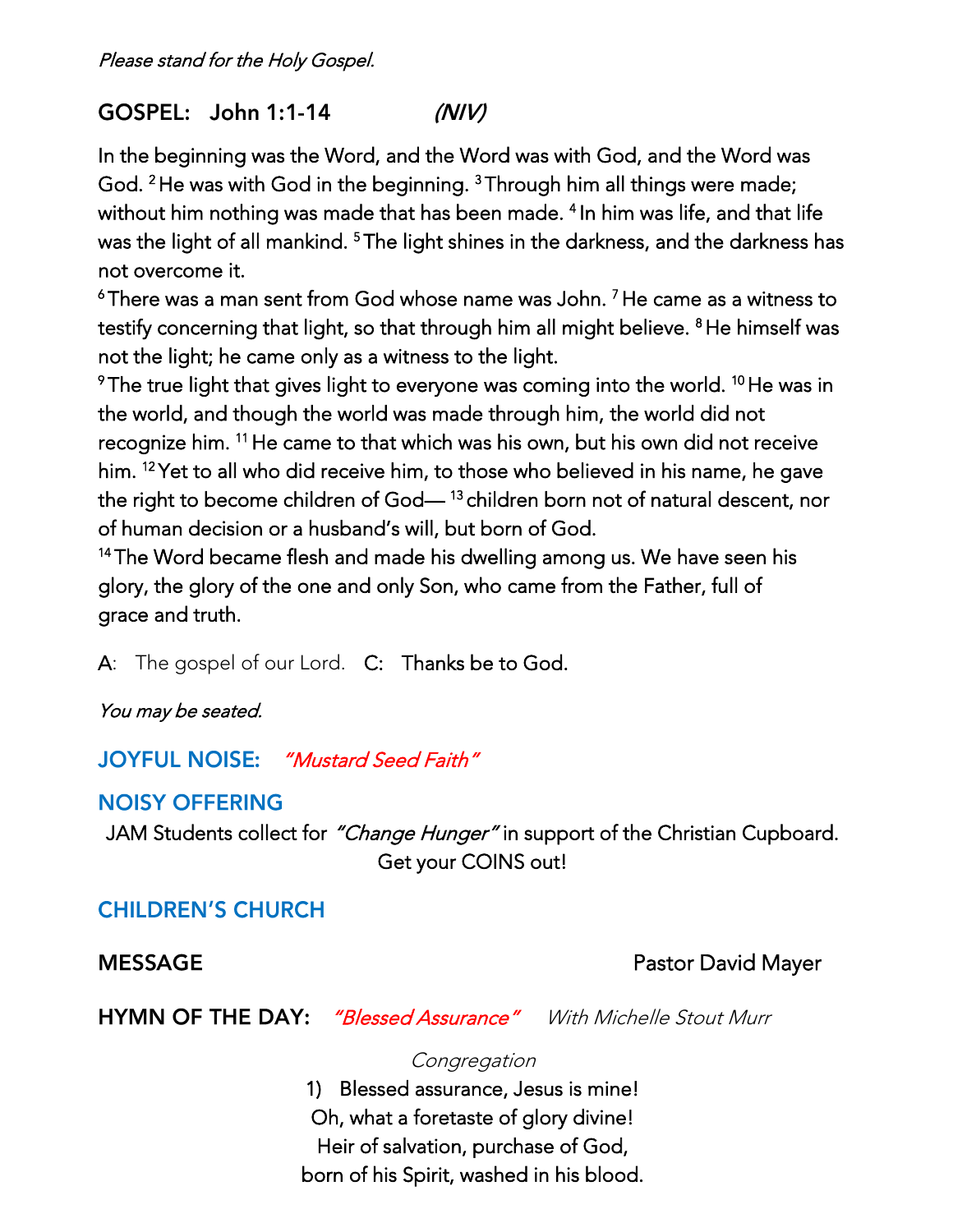*Please stand for the Holy Gospel.*

## GOSPEL: John 1:1-14 *(NIV)*

In the beginning was the Word, and the Word was with God, and the Word was God. [2] He was with God in the beginning. [3] Through him all things were made; without him nothing was made that has been made. [4] In him was life, and that life was the light of all mankind. [5] The light shines in the darkness, and the darkness has not overcome it.
[6] There was a man sent from God whose name was John. [7] He came as a witness to testify concerning that light, so that through him all might believe. [8] He himself was not the light; he came only as a witness to the light.
[9] The true light that gives light to everyone was coming into the world. [10] He was in the world, and though the world was made through him, the world did not recognize him. [11] He came to that which was his own, but his own did not receive him. [12] Yet to all who did receive him, to those who believed in his name, he gave the right to become children of God— [13] children born not of natural descent, nor of human decision or a husband's will, but born of God.
[14] The Word became flesh and made his dwelling among us. We have seen his glory, the glory of the one and only Son, who came from the Father, full of grace and truth.

A: The gospel of our Lord. C: **Thanks be to God.**

*You may be seated.*

## JOYFUL NOISE: *"Mustard Seed Faith"*

## NOISY OFFERING

JAM Students collect for *"Change Hunger"* in support of the Christian Cupboard.
Get your COINS out!

## CHILDREN'S CHURCH

## MESSAGE — Pastor David Mayer

## HYMN OF THE DAY: *"Blessed Assurance"* *With Michelle Stout Murr*

*Congregation*

1) Blessed assurance, Jesus is mine!
Oh, what a foretaste of glory divine!
Heir of salvation, purchase of God,
born of his Spirit, washed in his blood.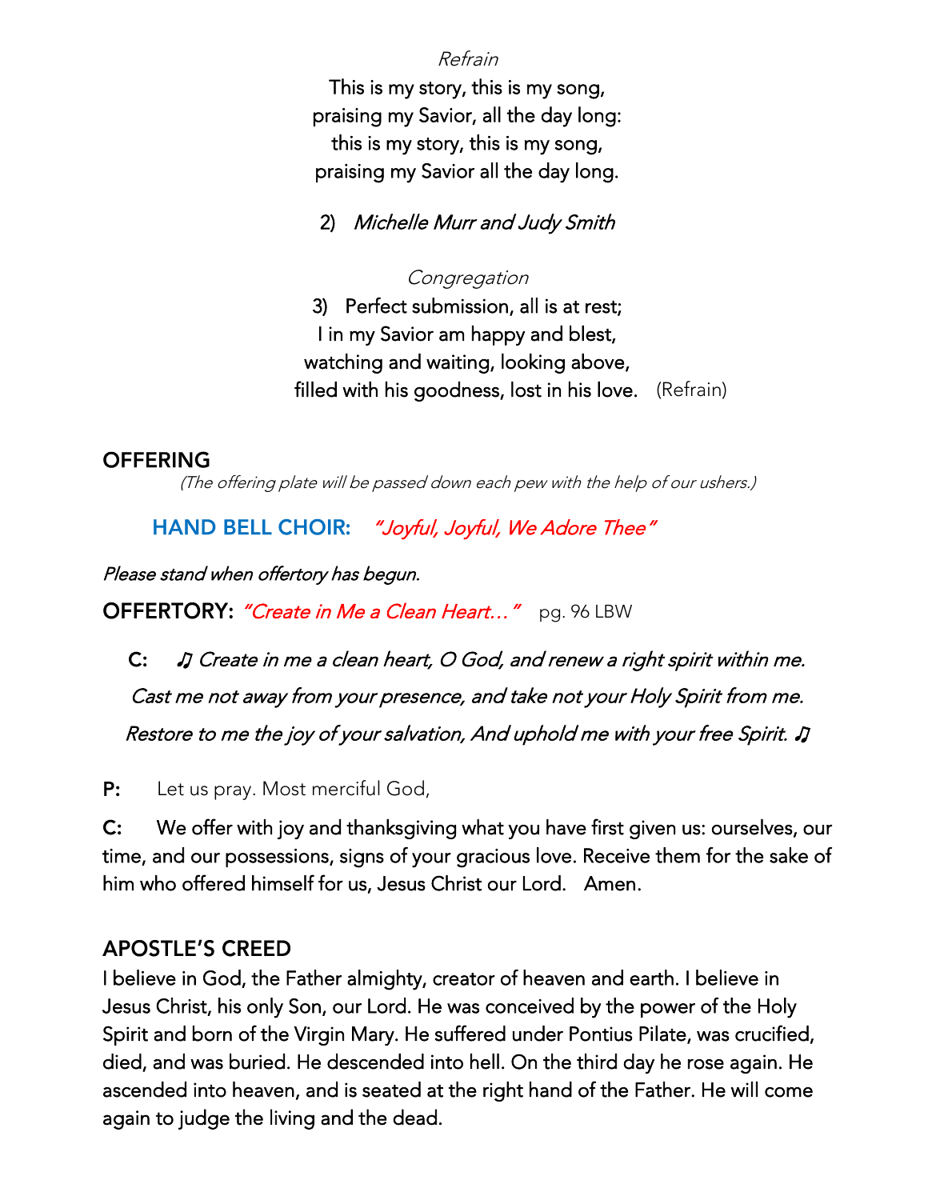*Refrain*

This is my story, this is my song,
praising my Savior, all the day long:
this is my story, this is my song,
praising my Savior all the day long.

2) *Michelle Murr and Judy Smith*

*Congregation*

3) Perfect submission, all is at rest;
I in my Savior am happy and blest,
watching and waiting, looking above,
filled with his goodness, lost in his love. (Refrain)

## OFFERING

*(The offering plate will be passed down each pew with the help of our ushers.)*

**HAND BELL CHOIR:** *"Joyful, Joyful, We Adore Thee"*

*Please stand when offertory has begun.*

**OFFERTORY:** *"Create in Me a Clean Heart…"* pg. 96 LBW

**C:** *♫ Create in me a clean heart, O God, and renew a right spirit within me. Cast me not away from your presence, and take not your Holy Spirit from me. Restore to me the joy of your salvation, And uphold me with your free Spirit. ♫*

**P:** Let us pray. Most merciful God,

**C:** We offer with joy and thanksgiving what you have first given us: ourselves, our time, and our possessions, signs of your gracious love. Receive them for the sake of him who offered himself for us, Jesus Christ our Lord. Amen.

## APOSTLE'S CREED

I believe in God, the Father almighty, creator of heaven and earth. I believe in Jesus Christ, his only Son, our Lord. He was conceived by the power of the Holy Spirit and born of the Virgin Mary. He suffered under Pontius Pilate, was crucified, died, and was buried. He descended into hell. On the third day he rose again. He ascended into heaven, and is seated at the right hand of the Father. He will come again to judge the living and the dead.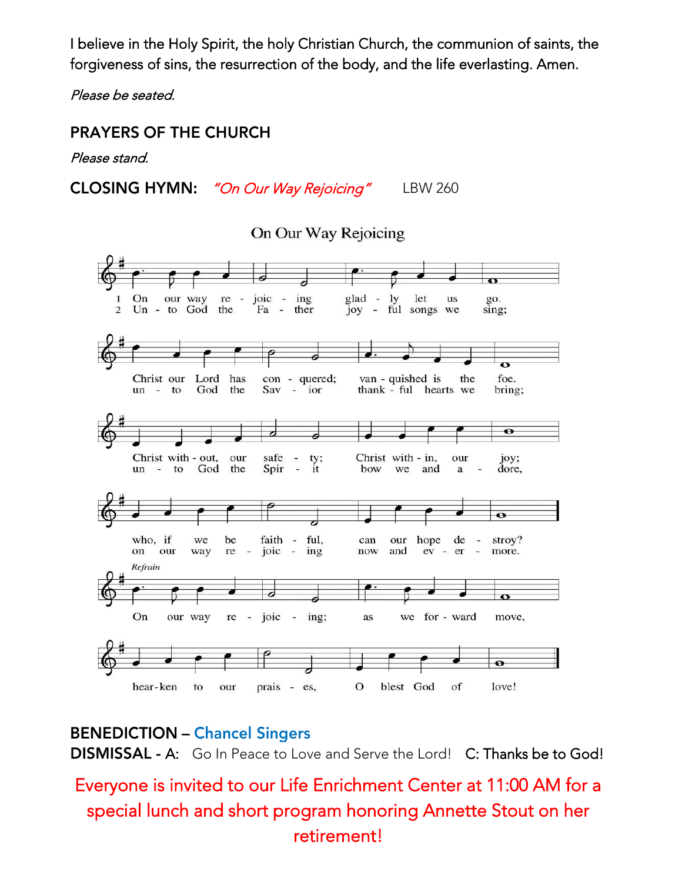I believe in the Holy Spirit, the holy Christian Church, the communion of saints, the forgiveness of sins, the resurrection of the body, and the life everlasting. Amen.

*Please be seated.*

## PRAYERS OF THE CHURCH

*Please stand.*

## CLOSING HYMN: *"On Our Way Rejoicing"* LBW 260

### On Our Way Rejoicing

1 On our way rejoicing gladly let us go.
Christ our Lord has conquered; vanquished is the foe.
Christ without, our safety; Christ within, our joy;
who, if we be faithful, can our hope destroy?

2 Unto God the Father joyful songs we sing;
unto God the Savior thankful hearts we bring;
unto God the Spirit bow we and adore,
on our way rejoicing now and evermore.

*Refrain*

On our way rejoicing; as we forward move,
hearken to our praises, O blest God of love!

## BENEDICTION – Chancel Singers

**DISMISSAL** - A: Go In Peace to Love and Serve the Lord! C: Thanks be to God!

Everyone is invited to our Life Enrichment Center at 11:00 AM for a special lunch and short program honoring Annette Stout on her retirement!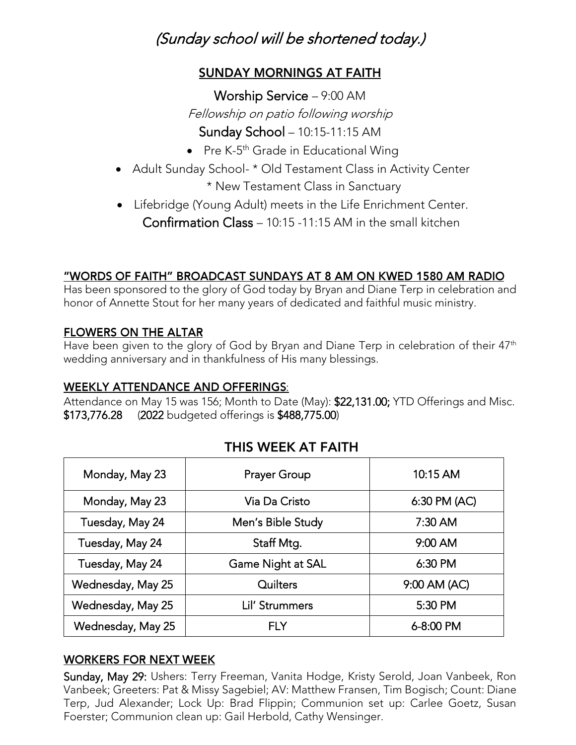*(Sunday school will be shortened today.)*

## SUNDAY MORNINGS AT FAITH

**Worship Service** – 9:00 AM

*Fellowship on patio following worship*

**Sunday School** – 10:15-11:15 AM

- Pre K-5th Grade in Educational Wing
- Adult Sunday School- * Old Testament Class in Activity Center
  * New Testament Class in Sanctuary
- Lifebridge (Young Adult) meets in the Life Enrichment Center.

**Confirmation Class** – 10:15 -11:15 AM in the small kitchen

### "WORDS OF FAITH" BROADCAST SUNDAYS AT 8 AM ON KWED 1580 AM RADIO

Has been sponsored to the glory of God today by Bryan and Diane Terp in celebration and honor of Annette Stout for her many years of dedicated and faithful music ministry.

### FLOWERS ON THE ALTAR

Have been given to the glory of God by Bryan and Diane Terp in celebration of their 47th wedding anniversary and in thankfulness of His many blessings.

### WEEKLY ATTENDANCE AND OFFERINGS:

Attendance on May 15 was 156; Month to Date (May): **$22,131.00;** YTD Offerings and Misc. **$173,776.28** (**2022** budgeted offerings is **$488,775.00**)

## THIS WEEK AT FAITH

| Day | Event | Time |
|---|---|---|
| Monday, May 23 | Prayer Group | 10:15 AM |
| Monday, May 23 | Via Da Cristo | 6:30 PM (AC) |
| Tuesday, May 24 | Men's Bible Study | 7:30 AM |
| Tuesday, May 24 | Staff Mtg. | 9:00 AM |
| Tuesday, May 24 | Game Night at SAL | 6:30 PM |
| Wednesday, May 25 | Quilters | 9:00 AM (AC) |
| Wednesday, May 25 | Lil' Strummers | 5:30 PM |
| Wednesday, May 25 | FLY | 6-8:00 PM |

### WORKERS FOR NEXT WEEK

**Sunday, May 29:** Ushers: Terry Freeman, Vanita Hodge, Kristy Serold, Joan Vanbeek, Ron Vanbeek; Greeters: Pat & Missy Sagebiel; AV: Matthew Fransen, Tim Bogisch; Count: Diane Terp, Jud Alexander; Lock Up: Brad Flippin; Communion set up: Carlee Goetz, Susan Foerster; Communion clean up: Gail Herbold, Cathy Wensinger.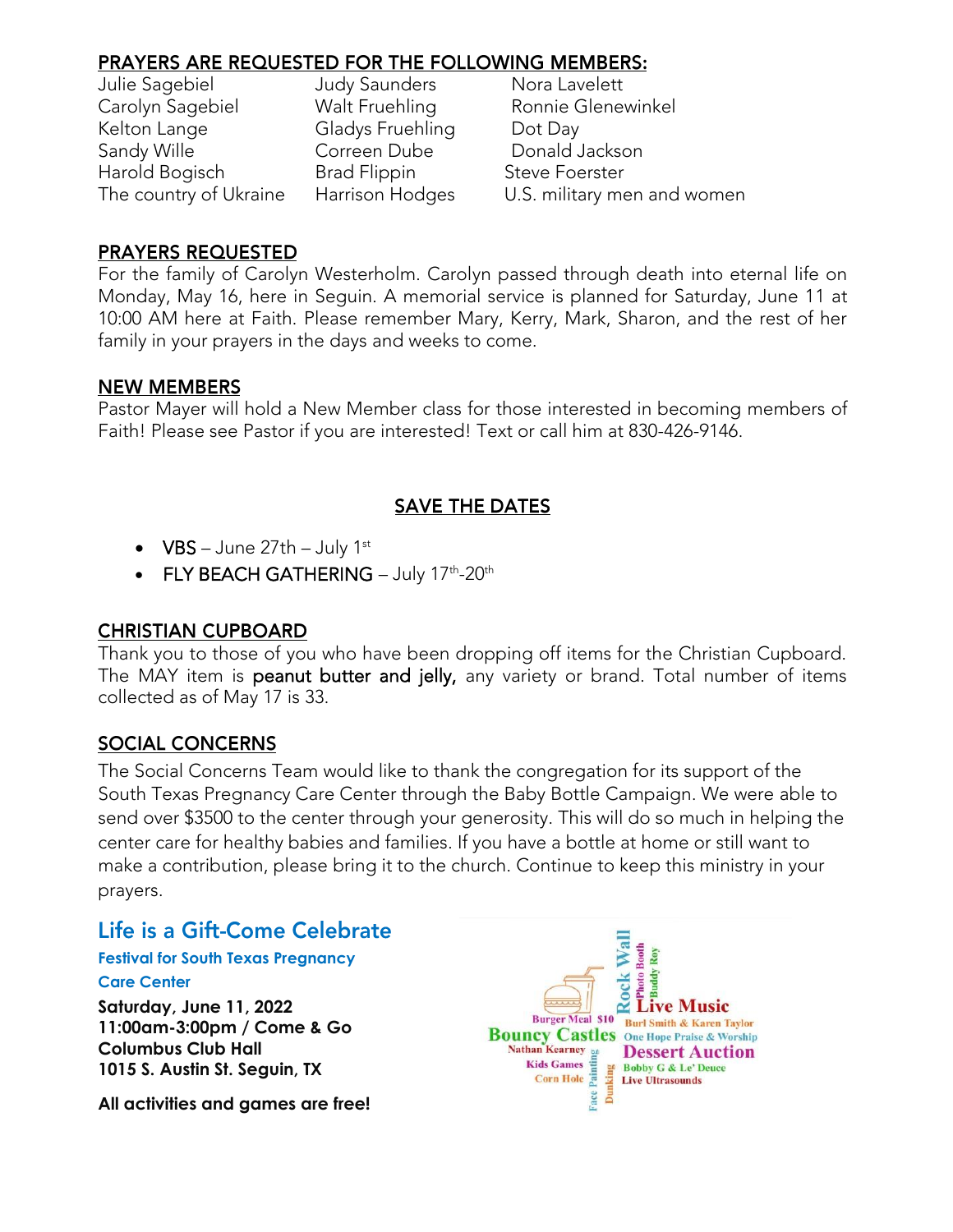## PRAYERS ARE REQUESTED FOR THE FOLLOWING MEMBERS:

| | | |
|---|---|---|
| Julie Sagebiel | Judy Saunders | Nora Lavelett |
| Carolyn Sagebiel | Walt Fruehling | Ronnie Glenewinkel |
| Kelton Lange | Gladys Fruehling | Dot Day |
| Sandy Wille | Correen Dube | Donald Jackson |
| Harold Bogisch | Brad Flippin | Steve Foerster |
| The country of Ukraine | Harrison Hodges | U.S. military men and women |

## PRAYERS REQUESTED

For the family of Carolyn Westerholm. Carolyn passed through death into eternal life on Monday, May 16, here in Seguin. A memorial service is planned for Saturday, June 11 at 10:00 AM here at Faith. Please remember Mary, Kerry, Mark, Sharon, and the rest of her family in your prayers in the days and weeks to come.

## NEW MEMBERS

Pastor Mayer will hold a New Member class for those interested in becoming members of Faith! Please see Pastor if you are interested! Text or call him at 830-426-9146.

## SAVE THE DATES

- VBS – June 27th – July 1st
- FLY BEACH GATHERING – July 17th-20th

## CHRISTIAN CUPBOARD

Thank you to those of you who have been dropping off items for the Christian Cupboard. The MAY item is peanut butter and jelly, any variety or brand. Total number of items collected as of May 17 is 33.

## SOCIAL CONCERNS

The Social Concerns Team would like to thank the congregation for its support of the South Texas Pregnancy Care Center through the Baby Bottle Campaign. We were able to send over $3500 to the center through your generosity. This will do so much in helping the center care for healthy babies and families. If you have a bottle at home or still want to make a contribution, please bring it to the church. Continue to keep this ministry in your prayers.

## Life is a Gift-Come Celebrate

**Festival for South Texas Pregnancy Care Center**

**Saturday, June 11, 2022**
**11:00am-3:00pm / Come & Go**
**Columbus Club Hall**
**1015 S. Austin St. Seguin, TX**

**All activities and games are free!**

Rock Wall, Photo Booth, Buddy Roy, Live Music, Burl Smith & Karen Taylor, One Hope Praise & Worship, Burger Meal $10, Bouncy Castles, Nathan Kearney, Dessert Auction, Kids Games, Face Painting, Dunking, Bobby G & Le' Deuce, Corn Hole, Live Ultrasounds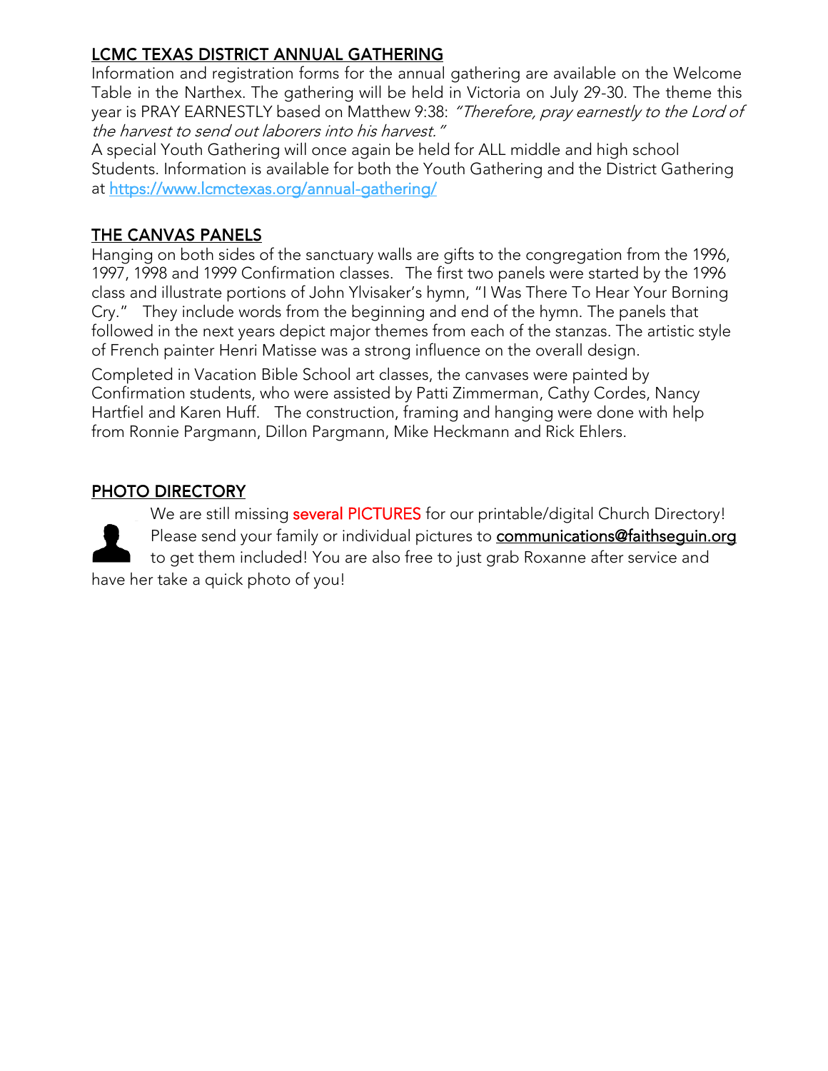## LCMC TEXAS DISTRICT ANNUAL GATHERING

Information and registration forms for the annual gathering are available on the Welcome Table in the Narthex. The gathering will be held in Victoria on July 29-30. The theme this year is PRAY EARNESTLY based on Matthew 9:38: *"Therefore, pray earnestly to the Lord of the harvest to send out laborers into his harvest."*

A special Youth Gathering will once again be held for ALL middle and high school Students. Information is available for both the Youth Gathering and the District Gathering at https://www.lcmctexas.org/annual-gathering/

## THE CANVAS PANELS

Hanging on both sides of the sanctuary walls are gifts to the congregation from the 1996, 1997, 1998 and 1999 Confirmation classes. The first two panels were started by the 1996 class and illustrate portions of John Ylvisaker's hymn, "I Was There To Hear Your Borning Cry." They include words from the beginning and end of the hymn. The panels that followed in the next years depict major themes from each of the stanzas. The artistic style of French painter Henri Matisse was a strong influence on the overall design.

Completed in Vacation Bible School art classes, the canvases were painted by Confirmation students, who were assisted by Patti Zimmerman, Cathy Cordes, Nancy Hartfiel and Karen Huff. The construction, framing and hanging were done with help from Ronnie Pargmann, Dillon Pargmann, Mike Heckmann and Rick Ehlers.

## PHOTO DIRECTORY

We are still missing several PICTURES for our printable/digital Church Directory! Please send your family or individual pictures to communications@faithseguin.org to get them included! You are also free to just grab Roxanne after service and have her take a quick photo of you!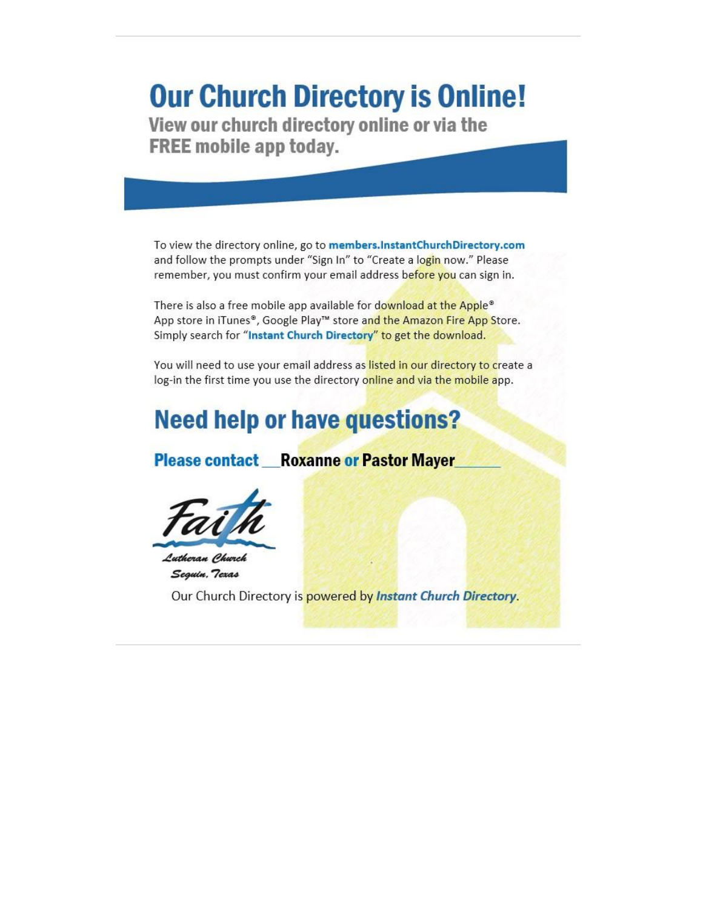# Our Church Directory is Online!

**View our church directory online or via the FREE mobile app today.**

To view the directory online, go to **members.InstantChurchDirectory.com** and follow the prompts under "Sign In" to "Create a login now." Please remember, you must confirm your email address before you can sign in.

There is also a free mobile app available for download at the Apple® App store in iTunes®, Google Play™ store and the Amazon Fire App Store. Simply search for "**Instant Church Directory**" to get the download.

You will need to use your email address as listed in our directory to create a log-in the first time you use the directory online and via the mobile app.

## Need help or have questions?

### Please contact __Roxanne or Pastor Mayer______

Faith
Lutheran Church
Seguin, Texas

Our Church Directory is powered by ***Instant Church Directory***.